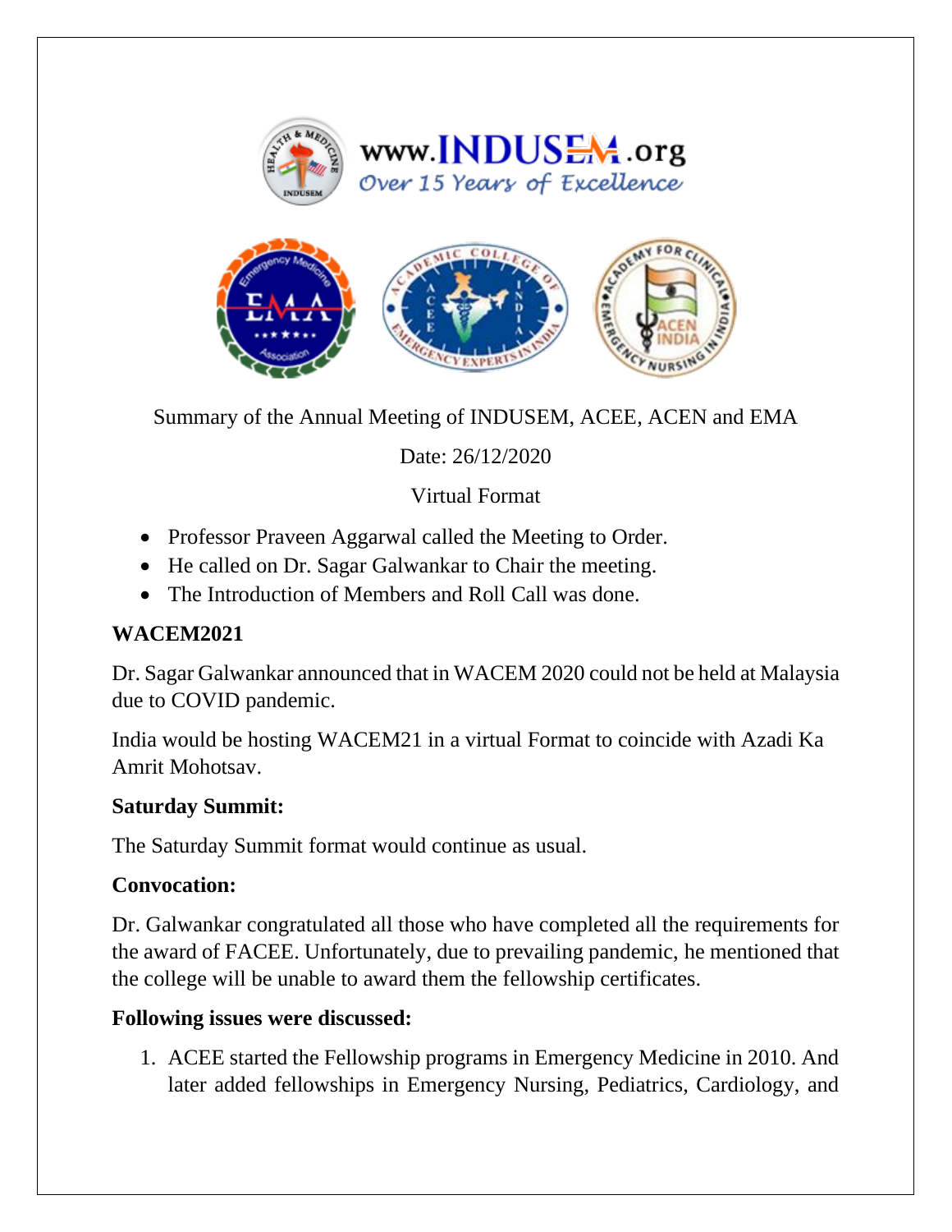www.INDUSEM.org

*Over 15 Years of Excellence*

Summary of the Annual Meeting of INDUSEM, ACEE, ACEN and EMA

Date: 26/12/2020

Virtual Format

- Professor Praveen Aggarwal called the Meeting to Order.
- He called on Dr. Sagar Galwankar to Chair the meeting.
- The Introduction of Members and Roll Call was done.

**WACEM2021**

Dr. Sagar Galwankar announced that in WACEM 2020 could not be held at Malaysia due to COVID pandemic.

India would be hosting WACEM21 in a virtual Format to coincide with Azadi Ka Amrit Mohotsav.

**Saturday Summit:**

The Saturday Summit format would continue as usual.

**Convocation:**

Dr. Galwankar congratulated all those who have completed all the requirements for the award of FACEE. Unfortunately, due to prevailing pandemic, he mentioned that the college will be unable to award them the fellowship certificates.

**Following issues were discussed:**

1. ACEE started the Fellowship programs in Emergency Medicine in 2010. And later added fellowships in Emergency Nursing, Pediatrics, Cardiology, and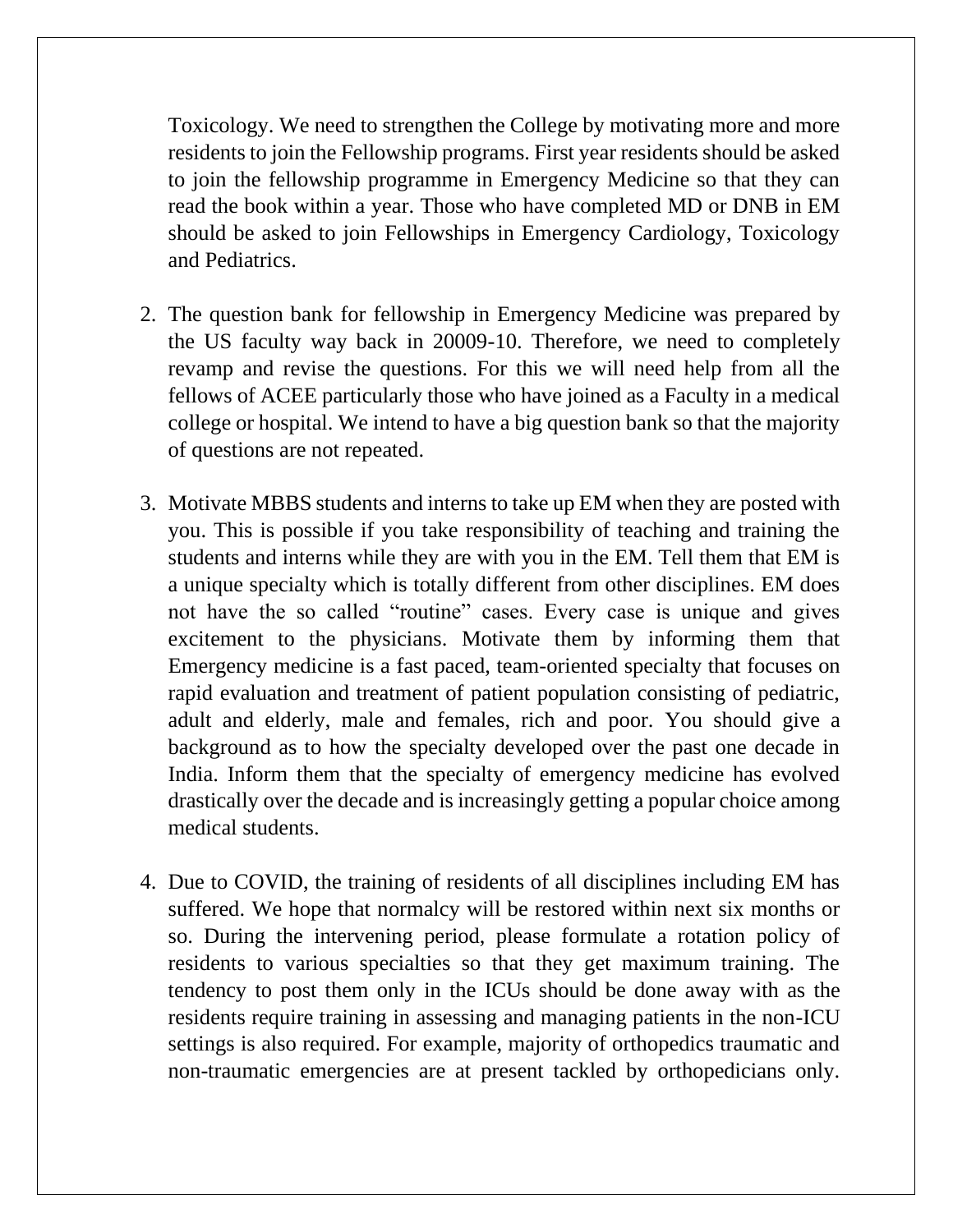Toxicology. We need to strengthen the College by motivating more and more residents to join the Fellowship programs. First year residents should be asked to join the fellowship programme in Emergency Medicine so that they can read the book within a year. Those who have completed MD or DNB in EM should be asked to join Fellowships in Emergency Cardiology, Toxicology and Pediatrics.

2. The question bank for fellowship in Emergency Medicine was prepared by the US faculty way back in 20009-10. Therefore, we need to completely revamp and revise the questions. For this we will need help from all the fellows of ACEE particularly those who have joined as a Faculty in a medical college or hospital. We intend to have a big question bank so that the majority of questions are not repeated.

3. Motivate MBBS students and interns to take up EM when they are posted with you. This is possible if you take responsibility of teaching and training the students and interns while they are with you in the EM. Tell them that EM is a unique specialty which is totally different from other disciplines. EM does not have the so called "routine" cases. Every case is unique and gives excitement to the physicians. Motivate them by informing them that Emergency medicine is a fast paced, team-oriented specialty that focuses on rapid evaluation and treatment of patient population consisting of pediatric, adult and elderly, male and females, rich and poor. You should give a background as to how the specialty developed over the past one decade in India. Inform them that the specialty of emergency medicine has evolved drastically over the decade and is increasingly getting a popular choice among medical students.

4. Due to COVID, the training of residents of all disciplines including EM has suffered. We hope that normalcy will be restored within next six months or so. During the intervening period, please formulate a rotation policy of residents to various specialties so that they get maximum training. The tendency to post them only in the ICUs should be done away with as the residents require training in assessing and managing patients in the non-ICU settings is also required. For example, majority of orthopedics traumatic and non-traumatic emergencies are at present tackled by orthopedicians only.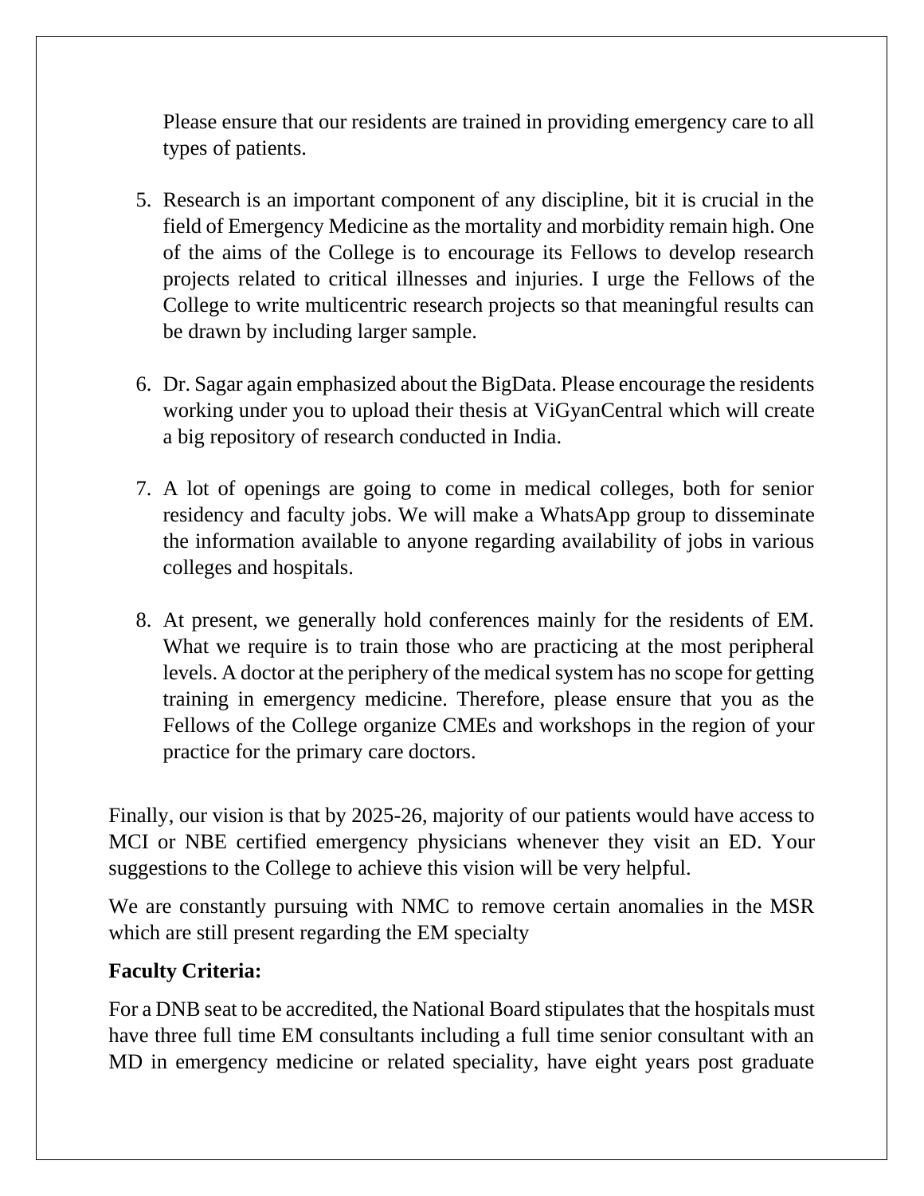Please ensure that our residents are trained in providing emergency care to all types of patients.

5. Research is an important component of any discipline, bit it is crucial in the field of Emergency Medicine as the mortality and morbidity remain high. One of the aims of the College is to encourage its Fellows to develop research projects related to critical illnesses and injuries. I urge the Fellows of the College to write multicentric research projects so that meaningful results can be drawn by including larger sample.

6. Dr. Sagar again emphasized about the BigData. Please encourage the residents working under you to upload their thesis at ViGyanCentral which will create a big repository of research conducted in India.

7. A lot of openings are going to come in medical colleges, both for senior residency and faculty jobs. We will make a WhatsApp group to disseminate the information available to anyone regarding availability of jobs in various colleges and hospitals.

8. At present, we generally hold conferences mainly for the residents of EM. What we require is to train those who are practicing at the most peripheral levels. A doctor at the periphery of the medical system has no scope for getting training in emergency medicine. Therefore, please ensure that you as the Fellows of the College organize CMEs and workshops in the region of your practice for the primary care doctors.

Finally, our vision is that by 2025-26, majority of our patients would have access to MCI or NBE certified emergency physicians whenever they visit an ED. Your suggestions to the College to achieve this vision will be very helpful.

We are constantly pursuing with NMC to remove certain anomalies in the MSR which are still present regarding the EM specialty

**Faculty Criteria:**

For a DNB seat to be accredited, the National Board stipulates that the hospitals must have three full time EM consultants including a full time senior consultant with an MD in emergency medicine or related speciality, have eight years post graduate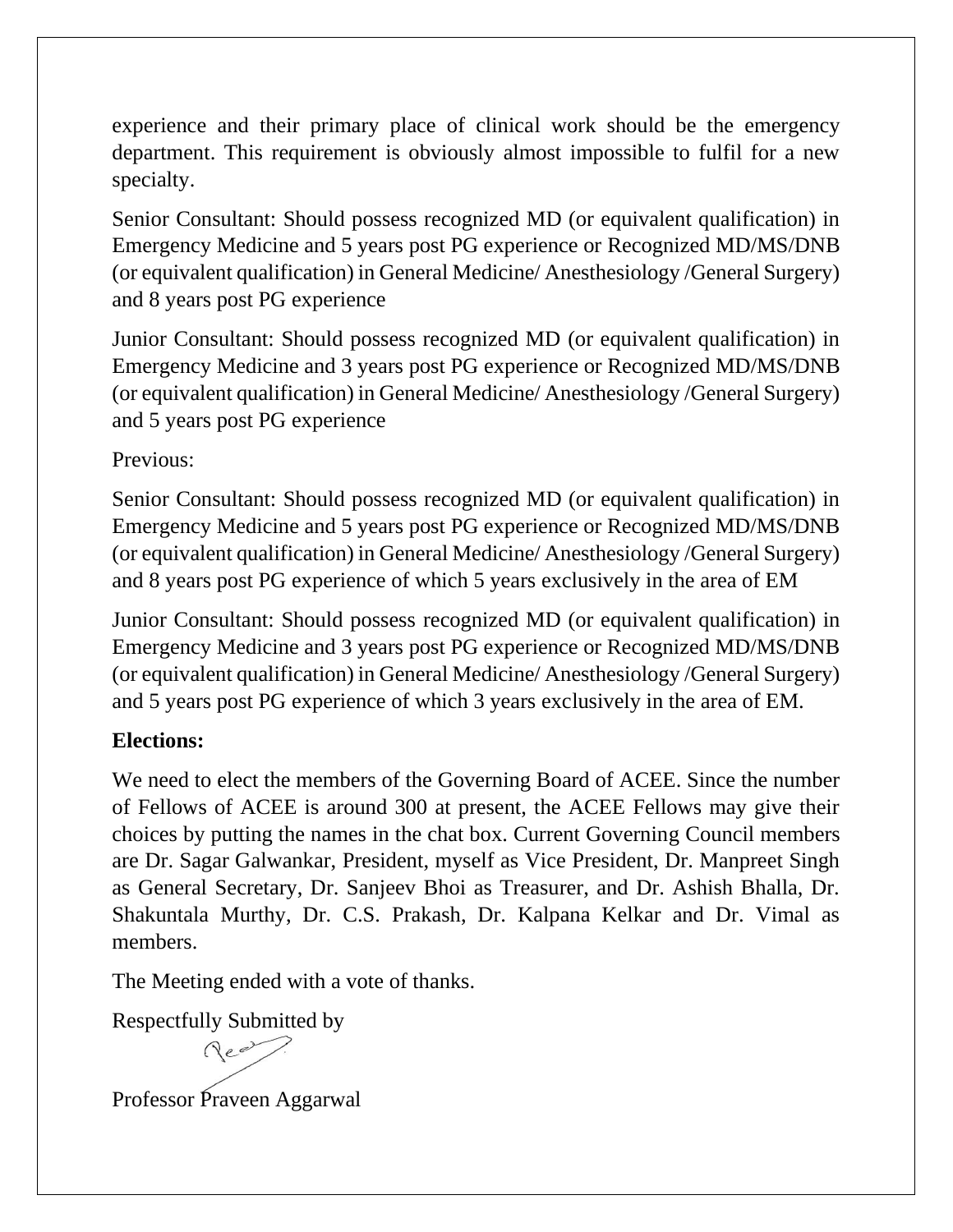experience and their primary place of clinical work should be the emergency department. This requirement is obviously almost impossible to fulfil for a new specialty.

Senior Consultant: Should possess recognized MD (or equivalent qualification) in Emergency Medicine and 5 years post PG experience or Recognized MD/MS/DNB (or equivalent qualification) in General Medicine/ Anesthesiology /General Surgery) and 8 years post PG experience

Junior Consultant: Should possess recognized MD (or equivalent qualification) in Emergency Medicine and 3 years post PG experience or Recognized MD/MS/DNB (or equivalent qualification) in General Medicine/ Anesthesiology /General Surgery) and 5 years post PG experience

Previous:

Senior Consultant: Should possess recognized MD (or equivalent qualification) in Emergency Medicine and 5 years post PG experience or Recognized MD/MS/DNB (or equivalent qualification) in General Medicine/ Anesthesiology /General Surgery) and 8 years post PG experience of which 5 years exclusively in the area of EM

Junior Consultant: Should possess recognized MD (or equivalent qualification) in Emergency Medicine and 3 years post PG experience or Recognized MD/MS/DNB (or equivalent qualification) in General Medicine/ Anesthesiology /General Surgery) and 5 years post PG experience of which 3 years exclusively in the area of EM.

**Elections:**

We need to elect the members of the Governing Board of ACEE. Since the number of Fellows of ACEE is around 300 at present, the ACEE Fellows may give their choices by putting the names in the chat box. Current Governing Council members are Dr. Sagar Galwankar, President, myself as Vice President, Dr. Manpreet Singh as General Secretary, Dr. Sanjeev Bhoi as Treasurer, and Dr. Ashish Bhalla, Dr. Shakuntala Murthy, Dr. C.S. Prakash, Dr. Kalpana Kelkar and Dr. Vimal as members.

The Meeting ended with a vote of thanks.

Respectfully Submitted by

Professor Praveen Aggarwal